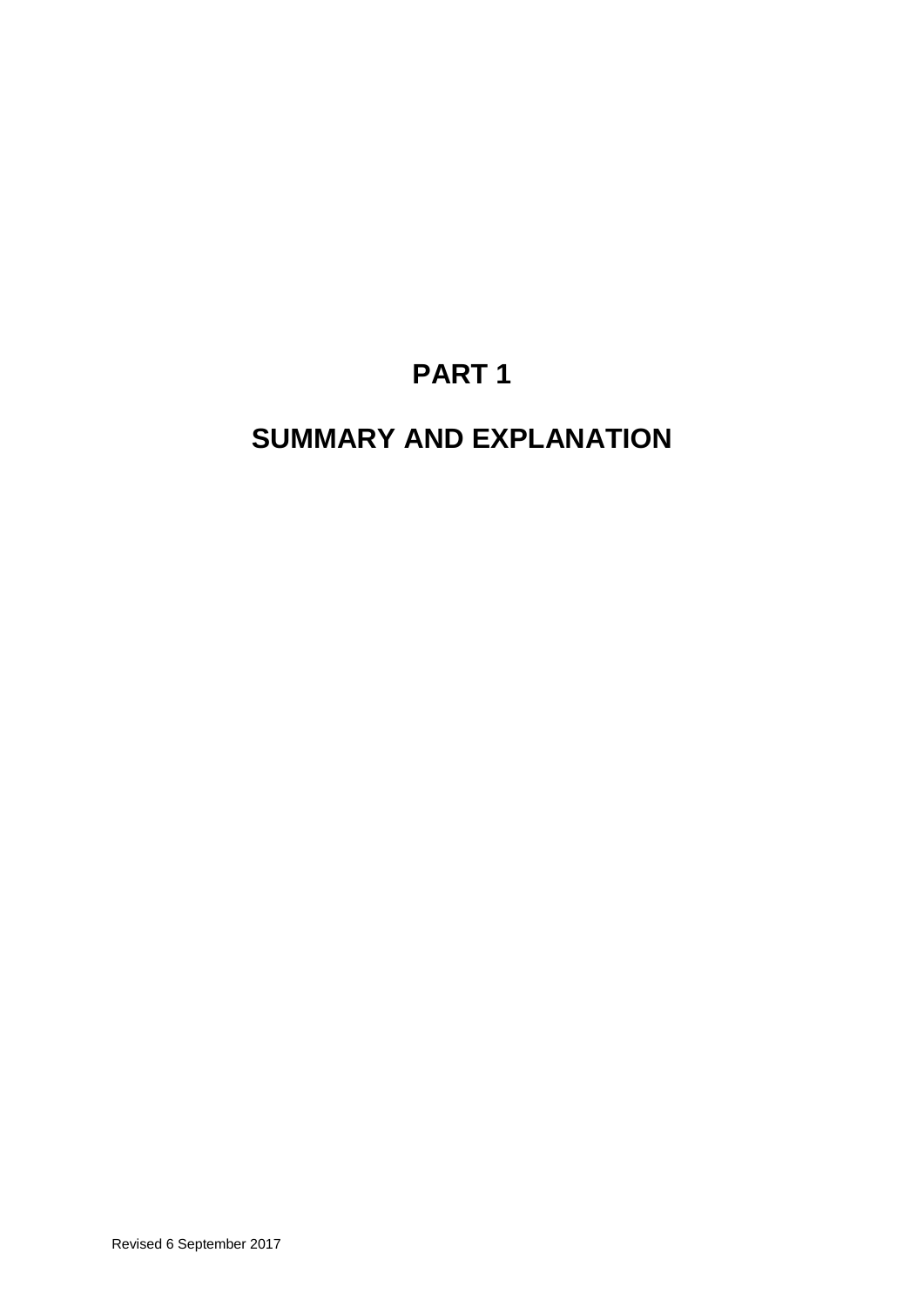# PART 1

# SUMMARY AND EXPLANATION

Revised 6 September 2017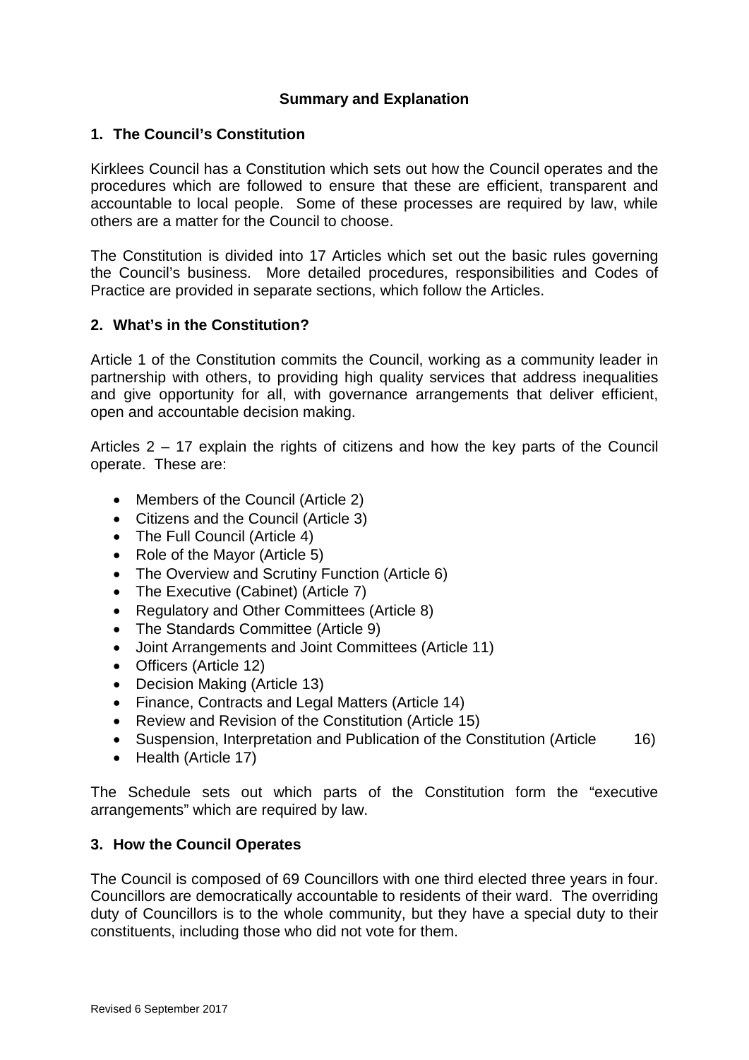### Summary and Explanation

## 1. The Council's Constitution

Kirklees Council has a Constitution which sets out how the Council operates and the procedures which are followed to ensure that these are efficient, transparent and accountable to local people. Some of these processes are required by law, while others are a matter for the Council to choose.

The Constitution is divided into 17 Articles which set out the basic rules governing the Council's business. More detailed procedures, responsibilities and Codes of Practice are provided in separate sections, which follow the Articles.

## 2. What's in the Constitution?

Article 1 of the Constitution commits the Council, working as a community leader in partnership with others, to providing high quality services that address inequalities and give opportunity for all, with governance arrangements that deliver efficient, open and accountable decision making.

Articles 2 – 17 explain the rights of citizens and how the key parts of the Council operate. These are:

- Members of the Council (Article 2)
- Citizens and the Council (Article 3)
- The Full Council (Article 4)
- Role of the Mayor (Article 5)
- The Overview and Scrutiny Function (Article 6)
- The Executive (Cabinet) (Article 7)
- Regulatory and Other Committees (Article 8)
- The Standards Committee (Article 9)
- Joint Arrangements and Joint Committees (Article 11)
- Officers (Article 12)
- Decision Making (Article 13)
- Finance, Contracts and Legal Matters (Article 14)
- Review and Revision of the Constitution (Article 15)
- Suspension, Interpretation and Publication of the Constitution (Article 16)
- Health (Article 17)

The Schedule sets out which parts of the Constitution form the "executive arrangements" which are required by law.

## 3. How the Council Operates

The Council is composed of 69 Councillors with one third elected three years in four. Councillors are democratically accountable to residents of their ward. The overriding duty of Councillors is to the whole community, but they have a special duty to their constituents, including those who did not vote for them.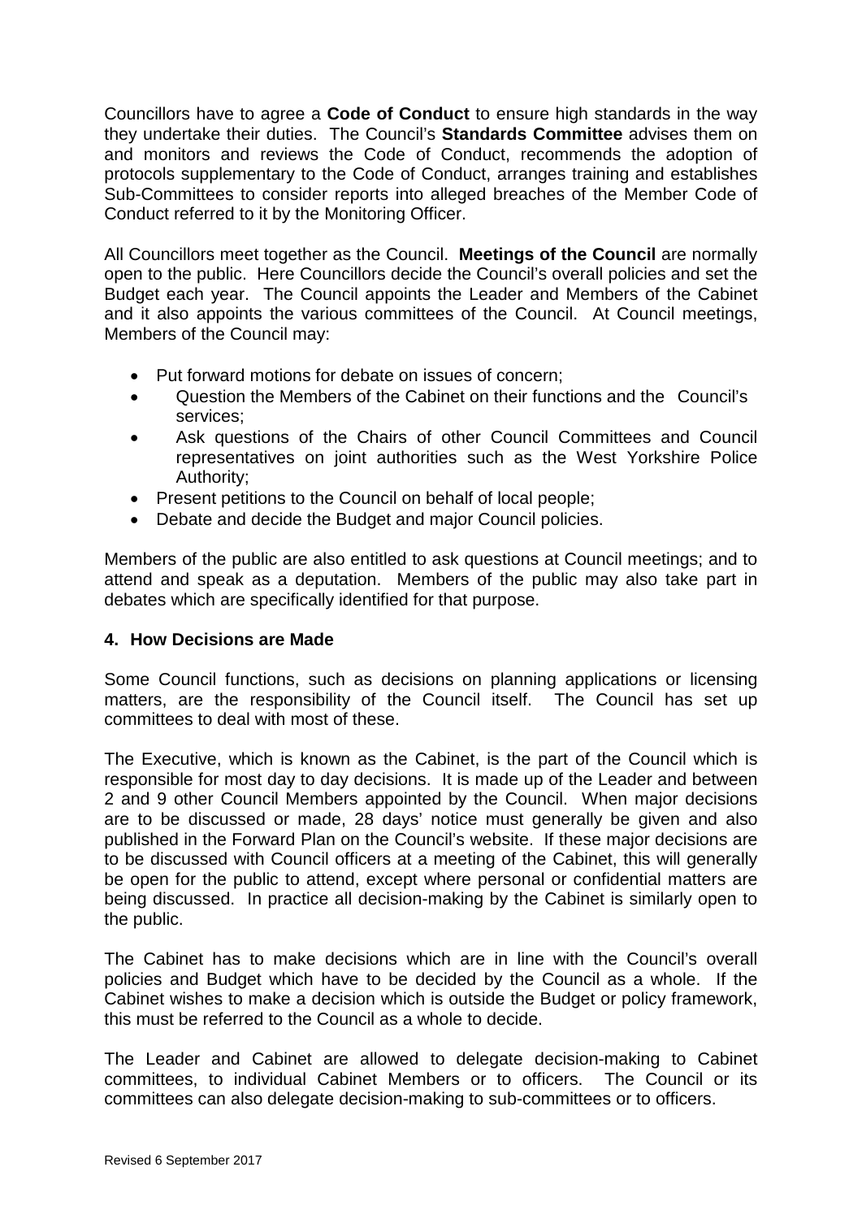Councillors have to agree a **Code of Conduct** to ensure high standards in the way they undertake their duties. The Council's **Standards Committee** advises them on and monitors and reviews the Code of Conduct, recommends the adoption of protocols supplementary to the Code of Conduct, arranges training and establishes Sub-Committees to consider reports into alleged breaches of the Member Code of Conduct referred to it by the Monitoring Officer.

All Councillors meet together as the Council. **Meetings of the Council** are normally open to the public. Here Councillors decide the Council's overall policies and set the Budget each year. The Council appoints the Leader and Members of the Cabinet and it also appoints the various committees of the Council. At Council meetings, Members of the Council may:

- Put forward motions for debate on issues of concern;
- Question the Members of the Cabinet on their functions and the Council's services;
- Ask questions of the Chairs of other Council Committees and Council representatives on joint authorities such as the West Yorkshire Police Authority;
- Present petitions to the Council on behalf of local people;
- Debate and decide the Budget and major Council policies.

Members of the public are also entitled to ask questions at Council meetings; and to attend and speak as a deputation. Members of the public may also take part in debates which are specifically identified for that purpose.

### 4. How Decisions are Made

Some Council functions, such as decisions on planning applications or licensing matters, are the responsibility of the Council itself. The Council has set up committees to deal with most of these.

The Executive, which is known as the Cabinet, is the part of the Council which is responsible for most day to day decisions. It is made up of the Leader and between 2 and 9 other Council Members appointed by the Council. When major decisions are to be discussed or made, 28 days' notice must generally be given and also published in the Forward Plan on the Council's website. If these major decisions are to be discussed with Council officers at a meeting of the Cabinet, this will generally be open for the public to attend, except where personal or confidential matters are being discussed. In practice all decision-making by the Cabinet is similarly open to the public.

The Cabinet has to make decisions which are in line with the Council's overall policies and Budget which have to be decided by the Council as a whole. If the Cabinet wishes to make a decision which is outside the Budget or policy framework, this must be referred to the Council as a whole to decide.

The Leader and Cabinet are allowed to delegate decision-making to Cabinet committees, to individual Cabinet Members or to officers. The Council or its committees can also delegate decision-making to sub-committees or to officers.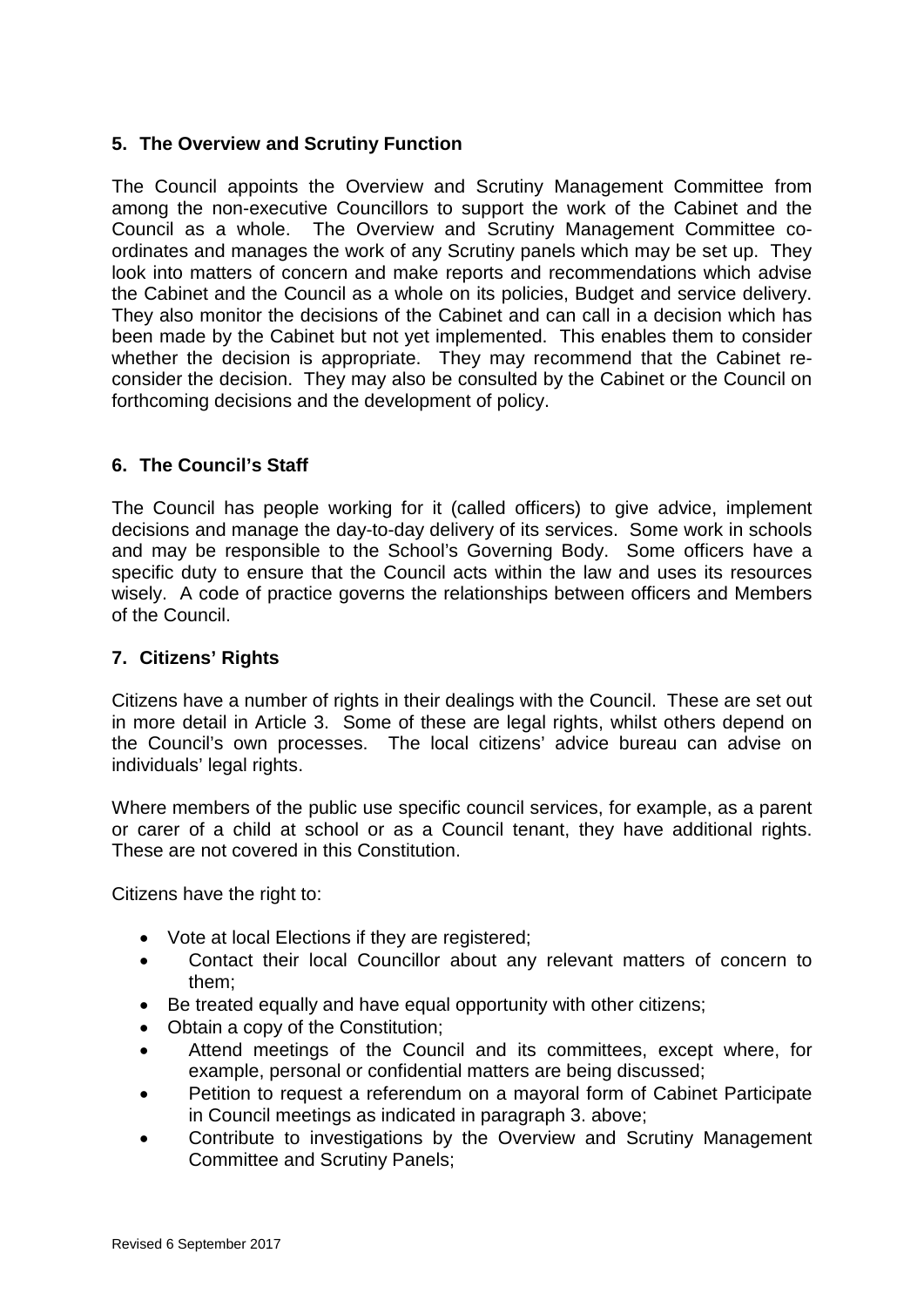## 5. The Overview and Scrutiny Function

The Council appoints the Overview and Scrutiny Management Committee from among the non-executive Councillors to support the work of the Cabinet and the Council as a whole. The Overview and Scrutiny Management Committee co-ordinates and manages the work of any Scrutiny panels which may be set up. They look into matters of concern and make reports and recommendations which advise the Cabinet and the Council as a whole on its policies, Budget and service delivery. They also monitor the decisions of the Cabinet and can call in a decision which has been made by the Cabinet but not yet implemented. This enables them to consider whether the decision is appropriate. They may recommend that the Cabinet re-consider the decision. They may also be consulted by the Cabinet or the Council on forthcoming decisions and the development of policy.

## 6. The Council's Staff

The Council has people working for it (called officers) to give advice, implement decisions and manage the day-to-day delivery of its services. Some work in schools and may be responsible to the School's Governing Body. Some officers have a specific duty to ensure that the Council acts within the law and uses its resources wisely. A code of practice governs the relationships between officers and Members of the Council.

## 7. Citizens' Rights

Citizens have a number of rights in their dealings with the Council. These are set out in more detail in Article 3. Some of these are legal rights, whilst others depend on the Council's own processes. The local citizens' advice bureau can advise on individuals' legal rights.

Where members of the public use specific council services, for example, as a parent or carer of a child at school or as a Council tenant, they have additional rights. These are not covered in this Constitution.

Citizens have the right to:

- Vote at local Elections if they are registered;
- Contact their local Councillor about any relevant matters of concern to them;
- Be treated equally and have equal opportunity with other citizens;
- Obtain a copy of the Constitution;
- Attend meetings of the Council and its committees, except where, for example, personal or confidential matters are being discussed;
- Petition to request a referendum on a mayoral form of Cabinet Participate in Council meetings as indicated in paragraph 3. above;
- Contribute to investigations by the Overview and Scrutiny Management Committee and Scrutiny Panels;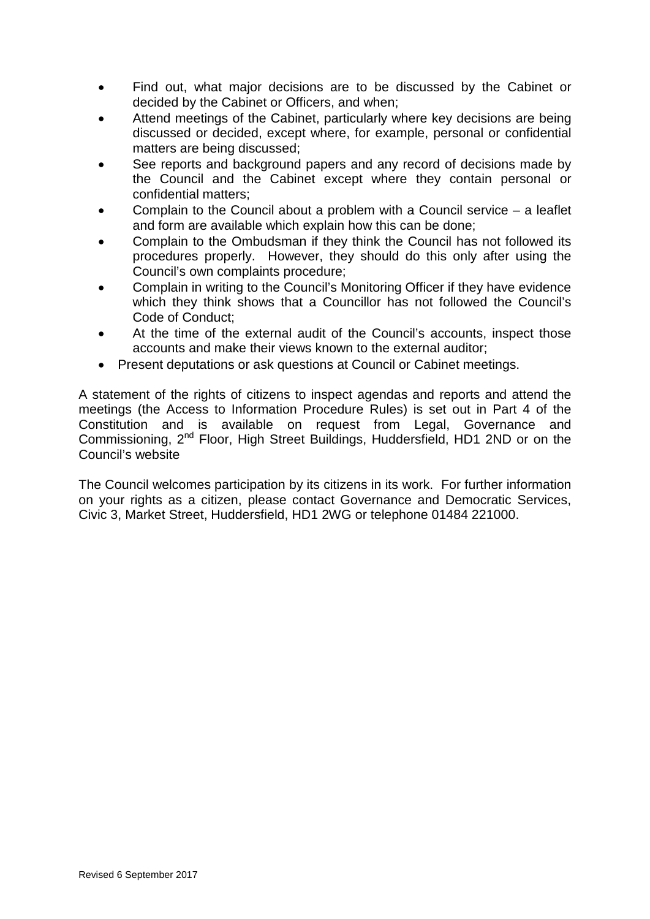- Find out, what major decisions are to be discussed by the Cabinet or decided by the Cabinet or Officers, and when;
- Attend meetings of the Cabinet, particularly where key decisions are being discussed or decided, except where, for example, personal or confidential matters are being discussed;
- See reports and background papers and any record of decisions made by the Council and the Cabinet except where they contain personal or confidential matters;
- Complain to the Council about a problem with a Council service – a leaflet and form are available which explain how this can be done;
- Complain to the Ombudsman if they think the Council has not followed its procedures properly. However, they should do this only after using the Council's own complaints procedure;
- Complain in writing to the Council's Monitoring Officer if they have evidence which they think shows that a Councillor has not followed the Council's Code of Conduct;
- At the time of the external audit of the Council's accounts, inspect those accounts and make their views known to the external auditor;
- Present deputations or ask questions at Council or Cabinet meetings.

A statement of the rights of citizens to inspect agendas and reports and attend the meetings (the Access to Information Procedure Rules) is set out in Part 4 of the Constitution and is available on request from Legal, Governance and Commissioning, 2nd Floor, High Street Buildings, Huddersfield, HD1 2ND or on the Council's website

The Council welcomes participation by its citizens in its work. For further information on your rights as a citizen, please contact Governance and Democratic Services, Civic 3, Market Street, Huddersfield, HD1 2WG or telephone 01484 221000.

Revised 6 September 2017